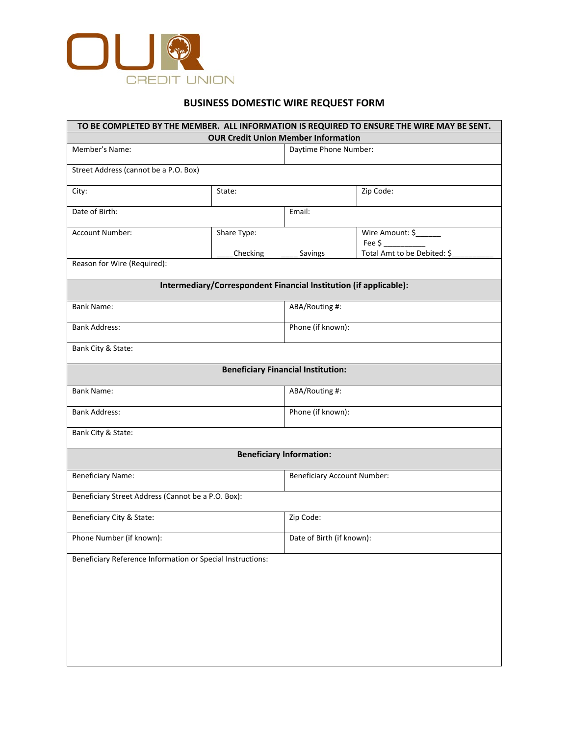OUR CREDIT UNION

# BUSINESS DOMESTIC WIRE REQUEST FORM

**TO BE COMPLETED BY THE MEMBER. ALL INFORMATION IS REQUIRED TO ENSURE THE WIRE MAY BE SENT.**

## OUR Credit Union Member Information

| | | |
|---|---|---|
| Member's Name: | Daytime Phone Number: | |
| Street Address (cannot be a P.O. Box) | | |
| City: | State: | Zip Code: |
| Date of Birth: | Email: | |
| Account Number: | Share Type: ____Checking ____ Savings | Wire Amount: $______ Fee $ __________ Total Amt to be Debited: $__________ |
| Reason for Wire (Required): | | |

## Intermediary/Correspondent Financial Institution (if applicable):

| | |
|---|---|
| Bank Name: | ABA/Routing #: |
| Bank Address: | Phone (if known): |
| Bank City & State: | |

## Beneficiary Financial Institution:

| | |
|---|---|
| Bank Name: | ABA/Routing #: |
| Bank Address: | Phone (if known): |
| Bank City & State: | |

## Beneficiary Information:

| | |
|---|---|
| Beneficiary Name: | Beneficiary Account Number: |
| Beneficiary Street Address (Cannot be a P.O. Box): | |
| Beneficiary City & State: | Zip Code: |
| Phone Number (if known): | Date of Birth (if known): |

Beneficiary Reference Information or Special Instructions: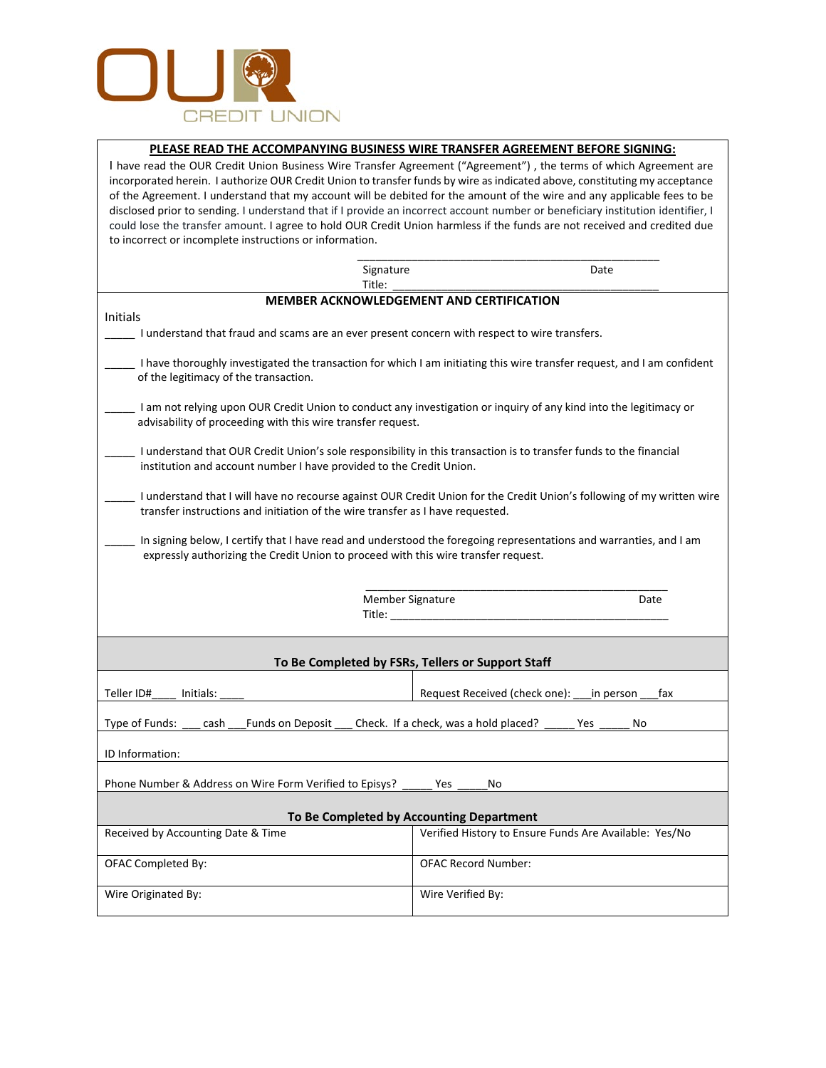OUR CREDIT UNION

**PLEASE READ THE ACCOMPANYING BUSINESS WIRE TRANSFER AGREEMENT BEFORE SIGNING:**

I have read the OUR Credit Union Business Wire Transfer Agreement ("Agreement") , the terms of which Agreement are incorporated herein. I authorize OUR Credit Union to transfer funds by wire as indicated above, constituting my acceptance of the Agreement. I understand that my account will be debited for the amount of the wire and any applicable fees to be disclosed prior to sending. I understand that if I provide an incorrect account number or beneficiary institution identifier, I could lose the transfer amount. I agree to hold OUR Credit Union harmless if the funds are not received and credited due to incorrect or incomplete instructions or information.

\_\_\_\_\_\_\_\_\_\_\_\_\_\_\_\_\_\_\_\_\_\_\_\_\_\_\_\_\_\_\_\_\_\_\_\_\_\_\_\_\_\_\_\_\_\_\_\_\_\_

Signature                                                    Date

Title: \_\_\_\_\_\_\_\_\_\_\_\_\_\_\_\_\_\_\_\_\_\_\_\_\_\_\_\_\_\_\_\_\_\_\_\_\_\_\_\_\_\_\_\_

**MEMBER ACKNOWLEDGEMENT AND CERTIFICATION**

Initials

\_\_\_\_\_ I understand that fraud and scams are an ever present concern with respect to wire transfers.

\_\_\_\_\_ I have thoroughly investigated the transaction for which I am initiating this wire transfer request, and I am confident of the legitimacy of the transaction.

\_\_\_\_\_ I am not relying upon OUR Credit Union to conduct any investigation or inquiry of any kind into the legitimacy or advisability of proceeding with this wire transfer request.

\_\_\_\_\_ I understand that OUR Credit Union's sole responsibility in this transaction is to transfer funds to the financial institution and account number I have provided to the Credit Union.

\_\_\_\_\_ I understand that I will have no recourse against OUR Credit Union for the Credit Union's following of my written wire transfer instructions and initiation of the wire transfer as I have requested.

\_\_\_\_\_ In signing below, I certify that I have read and understood the foregoing representations and warranties, and I am expressly authorizing the Credit Union to proceed with this wire transfer request.

\_\_\_\_\_\_\_\_\_\_\_\_\_\_\_\_\_\_\_\_\_\_\_\_\_\_\_\_\_\_\_\_\_\_\_\_\_\_\_\_\_\_\_\_\_\_\_\_\_\_

Member Signature                                                    Date

Title: \_\_\_\_\_\_\_\_\_\_\_\_\_\_\_\_\_\_\_\_\_\_\_\_\_\_\_\_\_\_\_\_\_\_\_\_\_\_\_\_\_\_\_\_

**To Be Completed by FSRs, Tellers or Support Staff**

| | |
|---|---|
| Teller ID#\_\_\_\_ Initials: \_\_\_\_ | Request Received (check one): \_\_\_in person \_\_\_fax |

Type of Funds: \_\_\_ cash \_\_\_Funds on Deposit \_\_\_ Check. If a check, was a hold placed? \_\_\_\_\_ Yes \_\_\_\_\_ No

ID Information:

Phone Number & Address on Wire Form Verified to Episys? \_\_\_\_\_ Yes \_\_\_\_\_No

**To Be Completed by Accounting Department**

| | |
|---|---|
| Received by Accounting Date & Time | Verified History to Ensure Funds Are Available: Yes/No |
| OFAC Completed By: | OFAC Record Number: |
| Wire Originated By: | Wire Verified By: |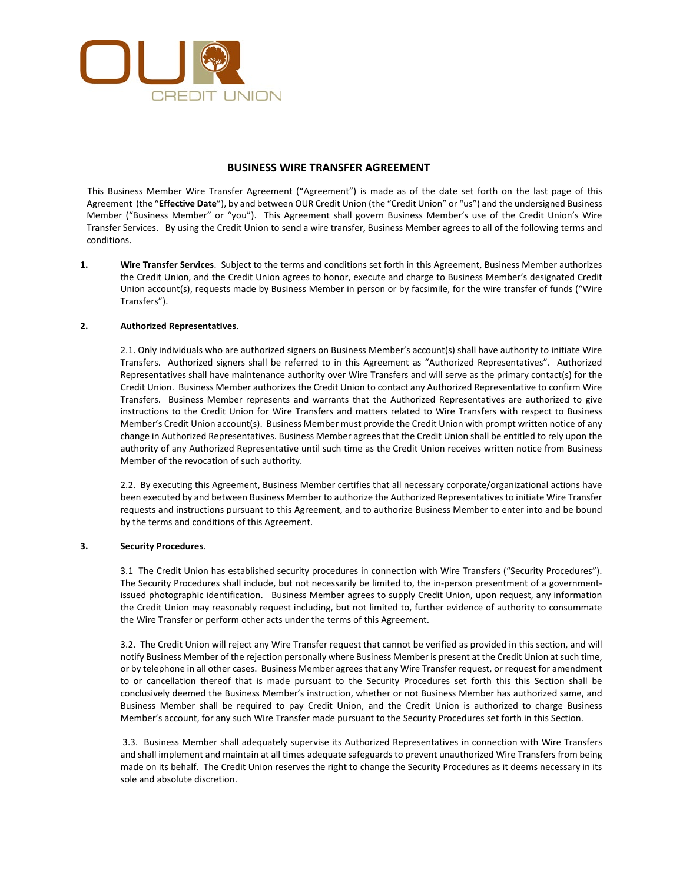# BUSINESS WIRE TRANSFER AGREEMENT

This Business Member Wire Transfer Agreement ("Agreement") is made as of the date set forth on the last page of this Agreement (the "**Effective Date**"), by and between OUR Credit Union (the "Credit Union" or "us") and the undersigned Business Member ("Business Member" or "you"). This Agreement shall govern Business Member's use of the Credit Union's Wire Transfer Services. By using the Credit Union to send a wire transfer, Business Member agrees to all of the following terms and conditions.

**1. Wire Transfer Services**. Subject to the terms and conditions set forth in this Agreement, Business Member authorizes the Credit Union, and the Credit Union agrees to honor, execute and charge to Business Member's designated Credit Union account(s), requests made by Business Member in person or by facsimile, for the wire transfer of funds ("Wire Transfers").

**2. Authorized Representatives**.

2.1. Only individuals who are authorized signers on Business Member's account(s) shall have authority to initiate Wire Transfers. Authorized signers shall be referred to in this Agreement as "Authorized Representatives". Authorized Representatives shall have maintenance authority over Wire Transfers and will serve as the primary contact(s) for the Credit Union. Business Member authorizes the Credit Union to contact any Authorized Representative to confirm Wire Transfers. Business Member represents and warrants that the Authorized Representatives are authorized to give instructions to the Credit Union for Wire Transfers and matters related to Wire Transfers with respect to Business Member's Credit Union account(s). Business Member must provide the Credit Union with prompt written notice of any change in Authorized Representatives. Business Member agrees that the Credit Union shall be entitled to rely upon the authority of any Authorized Representative until such time as the Credit Union receives written notice from Business Member of the revocation of such authority.

2.2. By executing this Agreement, Business Member certifies that all necessary corporate/organizational actions have been executed by and between Business Member to authorize the Authorized Representatives to initiate Wire Transfer requests and instructions pursuant to this Agreement, and to authorize Business Member to enter into and be bound by the terms and conditions of this Agreement.

**3. Security Procedures**.

3.1 The Credit Union has established security procedures in connection with Wire Transfers ("Security Procedures"). The Security Procedures shall include, but not necessarily be limited to, the in-person presentment of a government-issued photographic identification. Business Member agrees to supply Credit Union, upon request, any information the Credit Union may reasonably request including, but not limited to, further evidence of authority to consummate the Wire Transfer or perform other acts under the terms of this Agreement.

3.2. The Credit Union will reject any Wire Transfer request that cannot be verified as provided in this section, and will notify Business Member of the rejection personally where Business Member is present at the Credit Union at such time, or by telephone in all other cases. Business Member agrees that any Wire Transfer request, or request for amendment to or cancellation thereof that is made pursuant to the Security Procedures set forth this this Section shall be conclusively deemed the Business Member's instruction, whether or not Business Member has authorized same, and Business Member shall be required to pay Credit Union, and the Credit Union is authorized to charge Business Member's account, for any such Wire Transfer made pursuant to the Security Procedures set forth in this Section.

3.3. Business Member shall adequately supervise its Authorized Representatives in connection with Wire Transfers and shall implement and maintain at all times adequate safeguards to prevent unauthorized Wire Transfers from being made on its behalf. The Credit Union reserves the right to change the Security Procedures as it deems necessary in its sole and absolute discretion.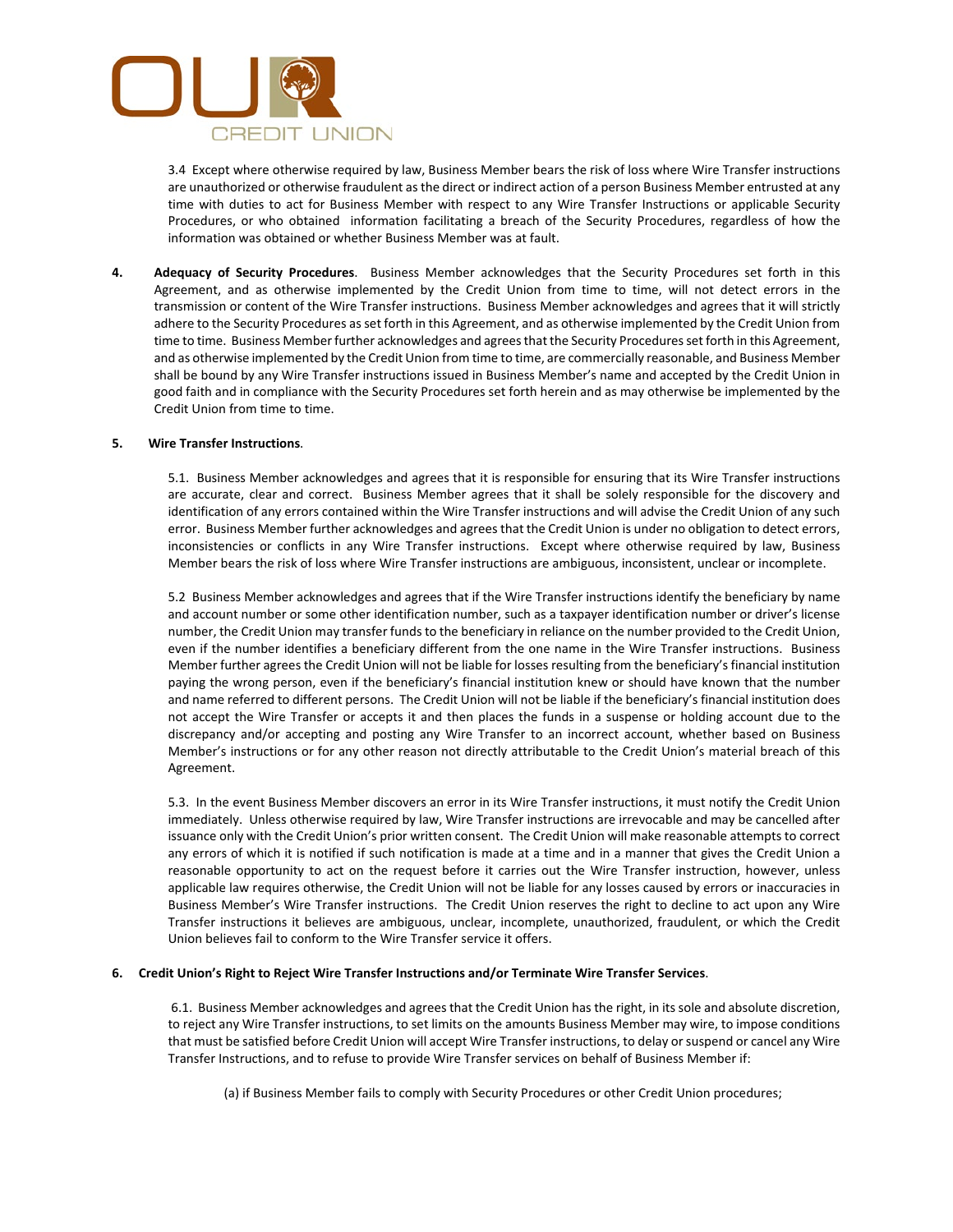3.4 Except where otherwise required by law, Business Member bears the risk of loss where Wire Transfer instructions are unauthorized or otherwise fraudulent as the direct or indirect action of a person Business Member entrusted at any time with duties to act for Business Member with respect to any Wire Transfer Instructions or applicable Security Procedures, or who obtained information facilitating a breach of the Security Procedures, regardless of how the information was obtained or whether Business Member was at fault.

**4. Adequacy of Security Procedures**. Business Member acknowledges that the Security Procedures set forth in this Agreement, and as otherwise implemented by the Credit Union from time to time, will not detect errors in the transmission or content of the Wire Transfer instructions. Business Member acknowledges and agrees that it will strictly adhere to the Security Procedures as set forth in this Agreement, and as otherwise implemented by the Credit Union from time to time. Business Member further acknowledges and agrees that the Security Procedures set forth in this Agreement, and as otherwise implemented by the Credit Union from time to time, are commercially reasonable, and Business Member shall be bound by any Wire Transfer instructions issued in Business Member's name and accepted by the Credit Union in good faith and in compliance with the Security Procedures set forth herein and as may otherwise be implemented by the Credit Union from time to time.

**5. Wire Transfer Instructions**.

5.1. Business Member acknowledges and agrees that it is responsible for ensuring that its Wire Transfer instructions are accurate, clear and correct. Business Member agrees that it shall be solely responsible for the discovery and identification of any errors contained within the Wire Transfer instructions and will advise the Credit Union of any such error. Business Member further acknowledges and agrees that the Credit Union is under no obligation to detect errors, inconsistencies or conflicts in any Wire Transfer instructions. Except where otherwise required by law, Business Member bears the risk of loss where Wire Transfer instructions are ambiguous, inconsistent, unclear or incomplete.

5.2 Business Member acknowledges and agrees that if the Wire Transfer instructions identify the beneficiary by name and account number or some other identification number, such as a taxpayer identification number or driver's license number, the Credit Union may transfer funds to the beneficiary in reliance on the number provided to the Credit Union, even if the number identifies a beneficiary different from the one name in the Wire Transfer instructions. Business Member further agrees the Credit Union will not be liable for losses resulting from the beneficiary's financial institution paying the wrong person, even if the beneficiary's financial institution knew or should have known that the number and name referred to different persons. The Credit Union will not be liable if the beneficiary's financial institution does not accept the Wire Transfer or accepts it and then places the funds in a suspense or holding account due to the discrepancy and/or accepting and posting any Wire Transfer to an incorrect account, whether based on Business Member's instructions or for any other reason not directly attributable to the Credit Union's material breach of this Agreement.

5.3. In the event Business Member discovers an error in its Wire Transfer instructions, it must notify the Credit Union immediately. Unless otherwise required by law, Wire Transfer instructions are irrevocable and may be cancelled after issuance only with the Credit Union's prior written consent. The Credit Union will make reasonable attempts to correct any errors of which it is notified if such notification is made at a time and in a manner that gives the Credit Union a reasonable opportunity to act on the request before it carries out the Wire Transfer instruction, however, unless applicable law requires otherwise, the Credit Union will not be liable for any losses caused by errors or inaccuracies in Business Member's Wire Transfer instructions. The Credit Union reserves the right to decline to act upon any Wire Transfer instructions it believes are ambiguous, unclear, incomplete, unauthorized, fraudulent, or which the Credit Union believes fail to conform to the Wire Transfer service it offers.

**6. Credit Union's Right to Reject Wire Transfer Instructions and/or Terminate Wire Transfer Services**.

6.1. Business Member acknowledges and agrees that the Credit Union has the right, in its sole and absolute discretion, to reject any Wire Transfer instructions, to set limits on the amounts Business Member may wire, to impose conditions that must be satisfied before Credit Union will accept Wire Transfer instructions, to delay or suspend or cancel any Wire Transfer Instructions, and to refuse to provide Wire Transfer services on behalf of Business Member if:

(a) if Business Member fails to comply with Security Procedures or other Credit Union procedures;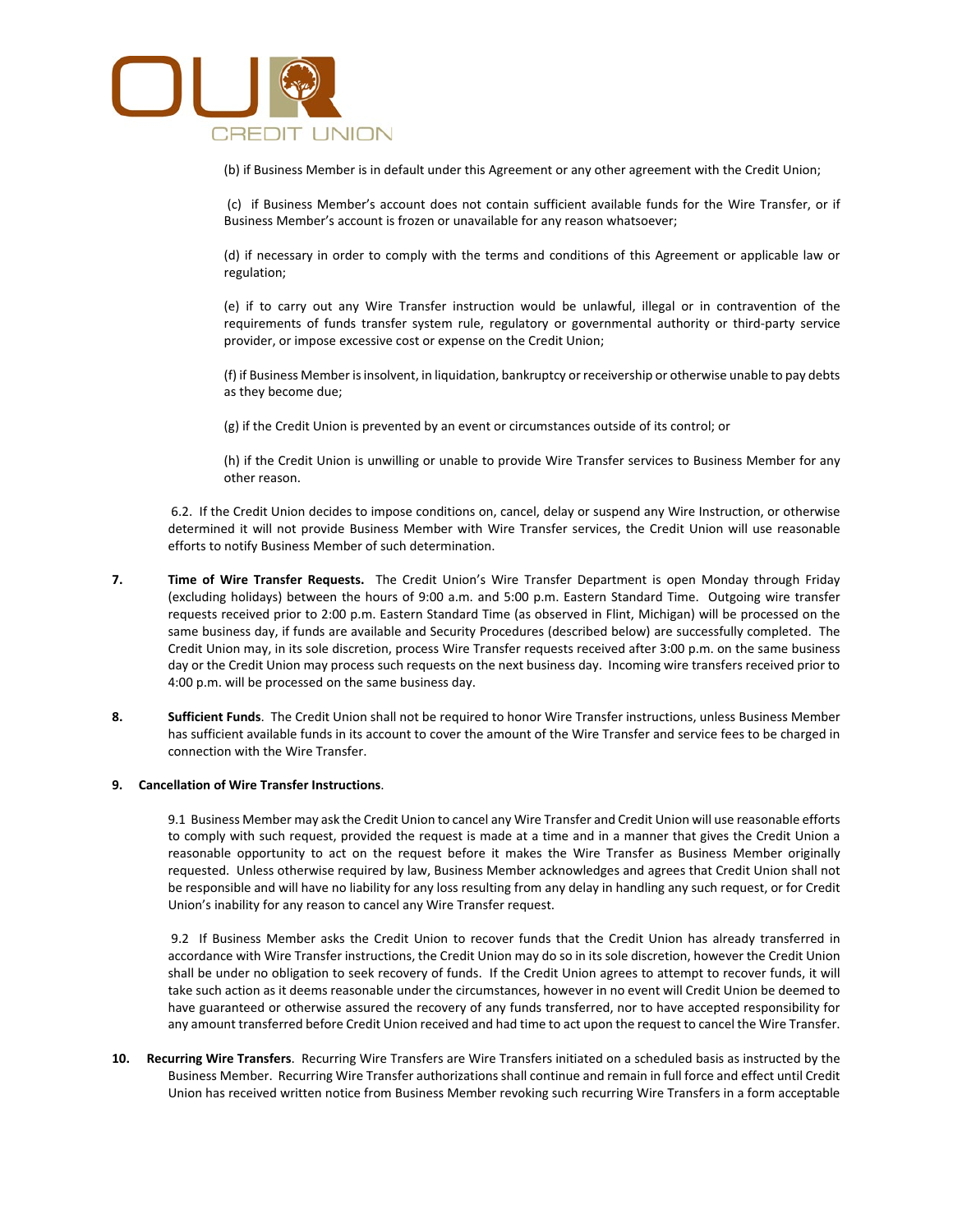(b) if Business Member is in default under this Agreement or any other agreement with the Credit Union;

(c) if Business Member's account does not contain sufficient available funds for the Wire Transfer, or if Business Member's account is frozen or unavailable for any reason whatsoever;

(d) if necessary in order to comply with the terms and conditions of this Agreement or applicable law or regulation;

(e) if to carry out any Wire Transfer instruction would be unlawful, illegal or in contravention of the requirements of funds transfer system rule, regulatory or governmental authority or third-party service provider, or impose excessive cost or expense on the Credit Union;

(f) if Business Member is insolvent, in liquidation, bankruptcy or receivership or otherwise unable to pay debts as they become due;

(g) if the Credit Union is prevented by an event or circumstances outside of its control; or

(h) if the Credit Union is unwilling or unable to provide Wire Transfer services to Business Member for any other reason.

6.2. If the Credit Union decides to impose conditions on, cancel, delay or suspend any Wire Instruction, or otherwise determined it will not provide Business Member with Wire Transfer services, the Credit Union will use reasonable efforts to notify Business Member of such determination.

**7. Time of Wire Transfer Requests.** The Credit Union's Wire Transfer Department is open Monday through Friday (excluding holidays) between the hours of 9:00 a.m. and 5:00 p.m. Eastern Standard Time. Outgoing wire transfer requests received prior to 2:00 p.m. Eastern Standard Time (as observed in Flint, Michigan) will be processed on the same business day, if funds are available and Security Procedures (described below) are successfully completed. The Credit Union may, in its sole discretion, process Wire Transfer requests received after 3:00 p.m. on the same business day or the Credit Union may process such requests on the next business day. Incoming wire transfers received prior to 4:00 p.m. will be processed on the same business day.

**8. Sufficient Funds**. The Credit Union shall not be required to honor Wire Transfer instructions, unless Business Member has sufficient available funds in its account to cover the amount of the Wire Transfer and service fees to be charged in connection with the Wire Transfer.

**9. Cancellation of Wire Transfer Instructions**.

9.1 Business Member may ask the Credit Union to cancel any Wire Transfer and Credit Union will use reasonable efforts to comply with such request, provided the request is made at a time and in a manner that gives the Credit Union a reasonable opportunity to act on the request before it makes the Wire Transfer as Business Member originally requested. Unless otherwise required by law, Business Member acknowledges and agrees that Credit Union shall not be responsible and will have no liability for any loss resulting from any delay in handling any such request, or for Credit Union's inability for any reason to cancel any Wire Transfer request.

9.2 If Business Member asks the Credit Union to recover funds that the Credit Union has already transferred in accordance with Wire Transfer instructions, the Credit Union may do so in its sole discretion, however the Credit Union shall be under no obligation to seek recovery of funds. If the Credit Union agrees to attempt to recover funds, it will take such action as it deems reasonable under the circumstances, however in no event will Credit Union be deemed to have guaranteed or otherwise assured the recovery of any funds transferred, nor to have accepted responsibility for any amount transferred before Credit Union received and had time to act upon the request to cancel the Wire Transfer.

**10. Recurring Wire Transfers**. Recurring Wire Transfers are Wire Transfers initiated on a scheduled basis as instructed by the Business Member. Recurring Wire Transfer authorizations shall continue and remain in full force and effect until Credit Union has received written notice from Business Member revoking such recurring Wire Transfers in a form acceptable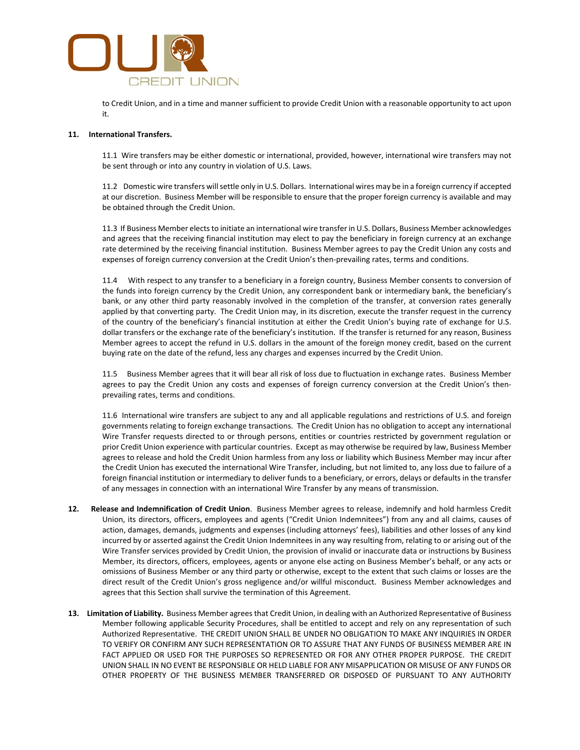to Credit Union, and in a time and manner sufficient to provide Credit Union with a reasonable opportunity to act upon it.

**11. International Transfers.**

11.1 Wire transfers may be either domestic or international, provided, however, international wire transfers may not be sent through or into any country in violation of U.S. Laws.

11.2 Domestic wire transfers will settle only in U.S. Dollars. International wires may be in a foreign currency if accepted at our discretion. Business Member will be responsible to ensure that the proper foreign currency is available and may be obtained through the Credit Union.

11.3 If Business Member elects to initiate an international wire transfer in U.S. Dollars, Business Member acknowledges and agrees that the receiving financial institution may elect to pay the beneficiary in foreign currency at an exchange rate determined by the receiving financial institution. Business Member agrees to pay the Credit Union any costs and expenses of foreign currency conversion at the Credit Union's then-prevailing rates, terms and conditions.

11.4 With respect to any transfer to a beneficiary in a foreign country, Business Member consents to conversion of the funds into foreign currency by the Credit Union, any correspondent bank or intermediary bank, the beneficiary's bank, or any other third party reasonably involved in the completion of the transfer, at conversion rates generally applied by that converting party. The Credit Union may, in its discretion, execute the transfer request in the currency of the country of the beneficiary's financial institution at either the Credit Union's buying rate of exchange for U.S. dollar transfers or the exchange rate of the beneficiary's institution. If the transfer is returned for any reason, Business Member agrees to accept the refund in U.S. dollars in the amount of the foreign money credit, based on the current buying rate on the date of the refund, less any charges and expenses incurred by the Credit Union.

11.5 Business Member agrees that it will bear all risk of loss due to fluctuation in exchange rates. Business Member agrees to pay the Credit Union any costs and expenses of foreign currency conversion at the Credit Union's then-prevailing rates, terms and conditions.

11.6 International wire transfers are subject to any and all applicable regulations and restrictions of U.S. and foreign governments relating to foreign exchange transactions. The Credit Union has no obligation to accept any international Wire Transfer requests directed to or through persons, entities or countries restricted by government regulation or prior Credit Union experience with particular countries. Except as may otherwise be required by law, Business Member agrees to release and hold the Credit Union harmless from any loss or liability which Business Member may incur after the Credit Union has executed the international Wire Transfer, including, but not limited to, any loss due to failure of a foreign financial institution or intermediary to deliver funds to a beneficiary, or errors, delays or defaults in the transfer of any messages in connection with an international Wire Transfer by any means of transmission.

**12. Release and Indemnification of Credit Union**. Business Member agrees to release, indemnify and hold harmless Credit Union, its directors, officers, employees and agents ("Credit Union Indemnitees") from any and all claims, causes of action, damages, demands, judgments and expenses (including attorneys' fees), liabilities and other losses of any kind incurred by or asserted against the Credit Union Indemnitees in any way resulting from, relating to or arising out of the Wire Transfer services provided by Credit Union, the provision of invalid or inaccurate data or instructions by Business Member, its directors, officers, employees, agents or anyone else acting on Business Member's behalf, or any acts or omissions of Business Member or any third party or otherwise, except to the extent that such claims or losses are the direct result of the Credit Union's gross negligence and/or willful misconduct. Business Member acknowledges and agrees that this Section shall survive the termination of this Agreement.

**13. Limitation of Liability.** Business Member agrees that Credit Union, in dealing with an Authorized Representative of Business Member following applicable Security Procedures, shall be entitled to accept and rely on any representation of such Authorized Representative. THE CREDIT UNION SHALL BE UNDER NO OBLIGATION TO MAKE ANY INQUIRIES IN ORDER TO VERIFY OR CONFIRM ANY SUCH REPRESENTATION OR TO ASSURE THAT ANY FUNDS OF BUSINESS MEMBER ARE IN FACT APPLIED OR USED FOR THE PURPOSES SO REPRESENTED OR FOR ANY OTHER PROPER PURPOSE. THE CREDIT UNION SHALL IN NO EVENT BE RESPONSIBLE OR HELD LIABLE FOR ANY MISAPPLICATION OR MISUSE OF ANY FUNDS OR OTHER PROPERTY OF THE BUSINESS MEMBER TRANSFERRED OR DISPOSED OF PURSUANT TO ANY AUTHORITY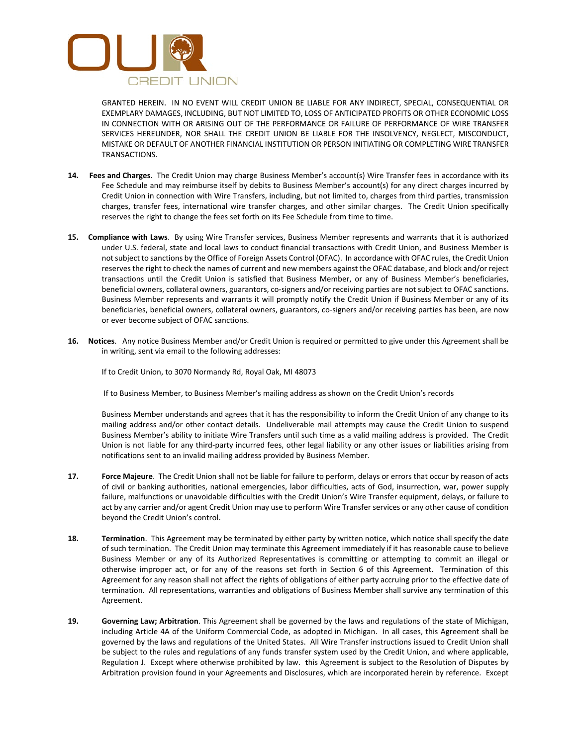GRANTED HEREIN. IN NO EVENT WILL CREDIT UNION BE LIABLE FOR ANY INDIRECT, SPECIAL, CONSEQUENTIAL OR EXEMPLARY DAMAGES, INCLUDING, BUT NOT LIMITED TO, LOSS OF ANTICIPATED PROFITS OR OTHER ECONOMIC LOSS IN CONNECTION WITH OR ARISING OUT OF THE PERFORMANCE OR FAILURE OF PERFORMANCE OF WIRE TRANSFER SERVICES HEREUNDER, NOR SHALL THE CREDIT UNION BE LIABLE FOR THE INSOLVENCY, NEGLECT, MISCONDUCT, MISTAKE OR DEFAULT OF ANOTHER FINANCIAL INSTITUTION OR PERSON INITIATING OR COMPLETING WIRE TRANSFER TRANSACTIONS.

14. **Fees and Charges**. The Credit Union may charge Business Member's account(s) Wire Transfer fees in accordance with its Fee Schedule and may reimburse itself by debits to Business Member's account(s) for any direct charges incurred by Credit Union in connection with Wire Transfers, including, but not limited to, charges from third parties, transmission charges, transfer fees, international wire transfer charges, and other similar charges. The Credit Union specifically reserves the right to change the fees set forth on its Fee Schedule from time to time.

15. **Compliance with Laws**. By using Wire Transfer services, Business Member represents and warrants that it is authorized under U.S. federal, state and local laws to conduct financial transactions with Credit Union, and Business Member is not subject to sanctions by the Office of Foreign Assets Control (OFAC). In accordance with OFAC rules, the Credit Union reserves the right to check the names of current and new members against the OFAC database, and block and/or reject transactions until the Credit Union is satisfied that Business Member, or any of Business Member's beneficiaries, beneficial owners, collateral owners, guarantors, co-signers and/or receiving parties are not subject to OFAC sanctions. Business Member represents and warrants it will promptly notify the Credit Union if Business Member or any of its beneficiaries, beneficial owners, collateral owners, guarantors, co-signers and/or receiving parties has been, are now or ever become subject of OFAC sanctions.

16. **Notices**. Any notice Business Member and/or Credit Union is required or permitted to give under this Agreement shall be in writing, sent via email to the following addresses:

    If to Credit Union, to 3070 Normandy Rd, Royal Oak, MI 48073

    If to Business Member, to Business Member's mailing address as shown on the Credit Union's records

    Business Member understands and agrees that it has the responsibility to inform the Credit Union of any change to its mailing address and/or other contact details. Undeliverable mail attempts may cause the Credit Union to suspend Business Member's ability to initiate Wire Transfers until such time as a valid mailing address is provided. The Credit Union is not liable for any third-party incurred fees, other legal liability or any other issues or liabilities arising from notifications sent to an invalid mailing address provided by Business Member.

17. **Force Majeure**. The Credit Union shall not be liable for failure to perform, delays or errors that occur by reason of acts of civil or banking authorities, national emergencies, labor difficulties, acts of God, insurrection, war, power supply failure, malfunctions or unavoidable difficulties with the Credit Union's Wire Transfer equipment, delays, or failure to act by any carrier and/or agent Credit Union may use to perform Wire Transfer services or any other cause of condition beyond the Credit Union's control.

18. **Termination**. This Agreement may be terminated by either party by written notice, which notice shall specify the date of such termination. The Credit Union may terminate this Agreement immediately if it has reasonable cause to believe Business Member or any of its Authorized Representatives is committing or attempting to commit an illegal or otherwise improper act, or for any of the reasons set forth in Section 6 of this Agreement. Termination of this Agreement for any reason shall not affect the rights of obligations of either party accruing prior to the effective date of termination. All representations, warranties and obligations of Business Member shall survive any termination of this Agreement.

19. **Governing Law; Arbitration**. This Agreement shall be governed by the laws and regulations of the state of Michigan, including Article 4A of the Uniform Commercial Code, as adopted in Michigan. In all cases, this Agreement shall be governed by the laws and regulations of the United States. All Wire Transfer instructions issued to Credit Union shall be subject to the rules and regulations of any funds transfer system used by the Credit Union, and where applicable, Regulation J. Except where otherwise prohibited by law. **t**his Agreement is subject to the Resolution of Disputes by Arbitration provision found in your Agreements and Disclosures, which are incorporated herein by reference. Except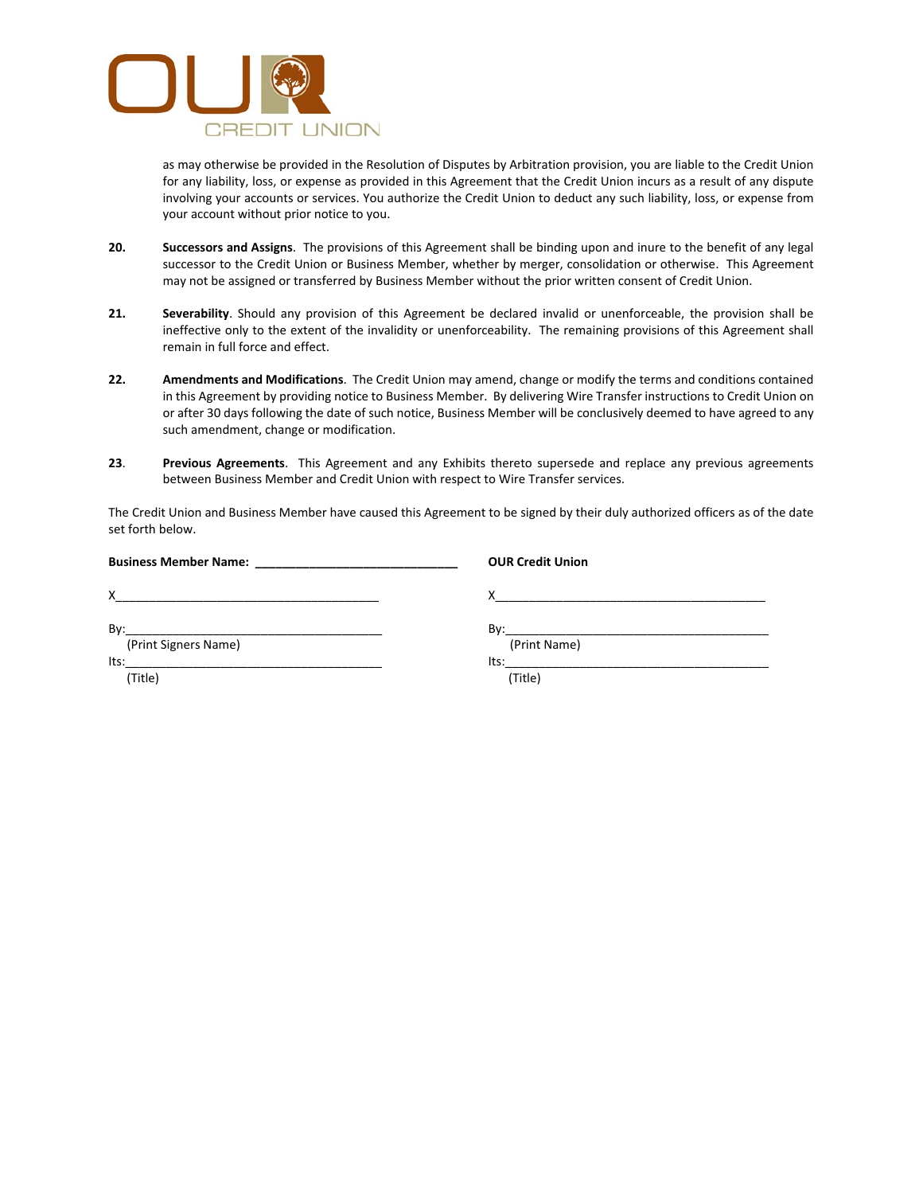as may otherwise be provided in the Resolution of Disputes by Arbitration provision, you are liable to the Credit Union for any liability, loss, or expense as provided in this Agreement that the Credit Union incurs as a result of any dispute involving your accounts or services. You authorize the Credit Union to deduct any such liability, loss, or expense from your account without prior notice to you.

**20.** **Successors and Assigns**. The provisions of this Agreement shall be binding upon and inure to the benefit of any legal successor to the Credit Union or Business Member, whether by merger, consolidation or otherwise. This Agreement may not be assigned or transferred by Business Member without the prior written consent of Credit Union.

**21.** **Severability**. Should any provision of this Agreement be declared invalid or unenforceable, the provision shall be ineffective only to the extent of the invalidity or unenforceability. The remaining provisions of this Agreement shall remain in full force and effect.

**22.** **Amendments and Modifications**. The Credit Union may amend, change or modify the terms and conditions contained in this Agreement by providing notice to Business Member. By delivering Wire Transfer instructions to Credit Union on or after 30 days following the date of such notice, Business Member will be conclusively deemed to have agreed to any such amendment, change or modification.

**23**. **Previous Agreements**. This Agreement and any Exhibits thereto supersede and replace any previous agreements between Business Member and Credit Union with respect to Wire Transfer services.

The Credit Union and Business Member have caused this Agreement to be signed by their duly authorized officers as of the date set forth below.

**Business Member Name:** ______________________________

X________________________________________

By:________________________________________
(Print Signers Name)

Its:________________________________________
(Title)

**OUR Credit Union**

X________________________________________

By:________________________________________
(Print Name)

Its:________________________________________
(Title)